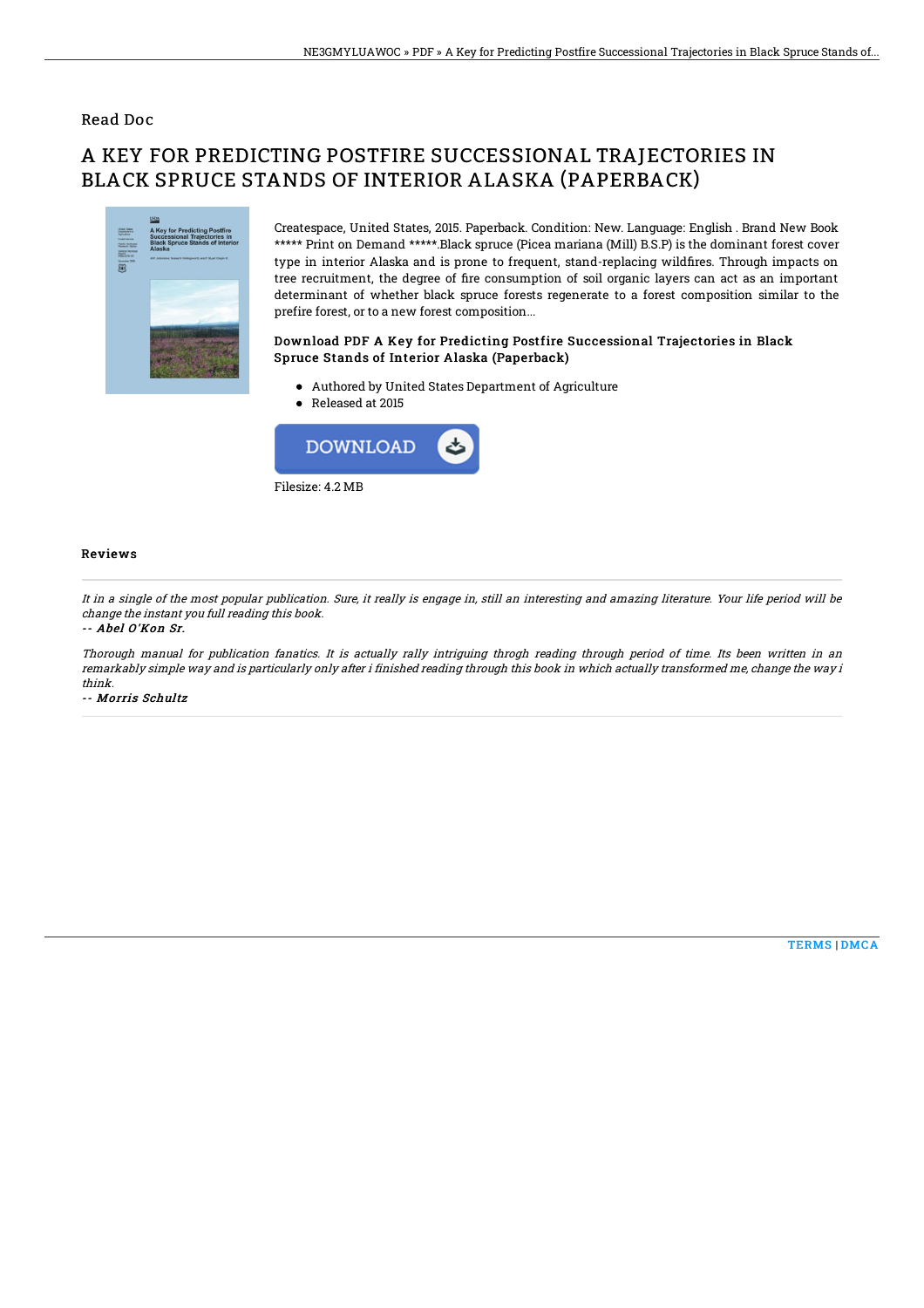Read Doc

# A KEY FOR PREDICTING POSTFIRE SUCCESSIONAL TRAJECTORIES IN BLACK SPRUCE STANDS OF INTERIOR ALASKA (PAPERBACK)

Createspace, United States, 2015. Paperback. Condition: New. Language: English . Brand New Book ***** Print on Demand *****.Black spruce (Picea mariana (Mill) B.S.P) is the dominant forest cover type in interior Alaska and is prone to frequent, stand-replacing wildfires. Through impacts on tree recruitment, the degree of fire consumption of soil organic layers can act as an important determinant of whether black spruce forests regenerate to a forest composition similar to the prefire forest, or to a new forest composition...

### Download PDF A Key for Predicting Postfire Successional Trajectories in Black Spruce Stands of Interior Alaska (Paperback)

- Authored by United States Department of Agriculture
- Released at 2015

DOWNLOAD

Filesize: 4.2 MB

## Reviews

*It in a single of the most popular publication. Sure, it really is engage in, still an interesting and amazing literature. Your life period will be change the instant you full reading this book.*

*-- Abel O'Kon Sr.*

*Thorough manual for publication fanatics. It is actually rally intriguing throgh reading through period of time. Its been written in an remarkably simple way and is particularly only after i finished reading through this book in which actually transformed me, change the way i think.*

*-- Morris Schultz*

TERMS | DMCA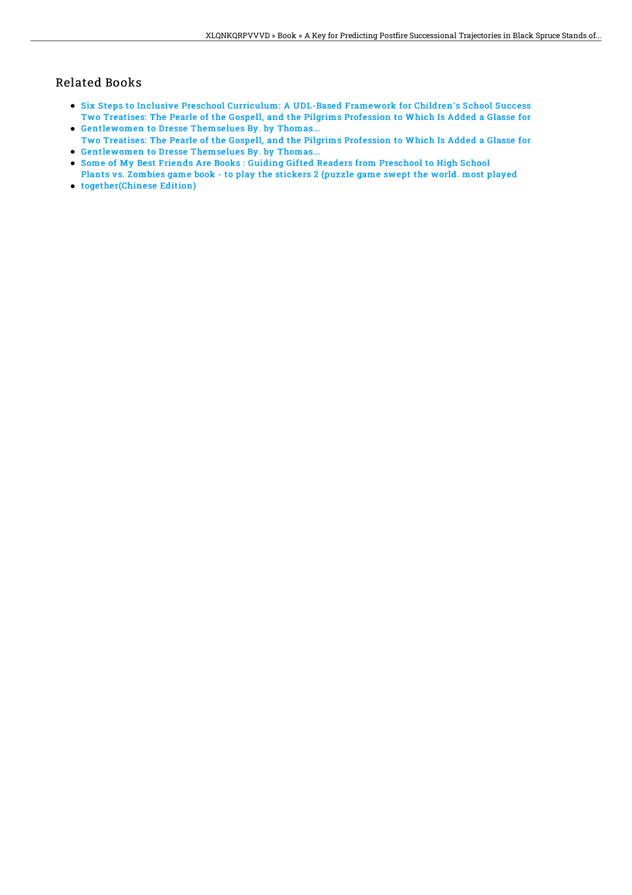## Related Books

- Six Steps to Inclusive Preschool Curriculum: A UDL-Based Framework for Children's School Success
- Two Treatises: The Pearle of the Gospell, and the Pilgrims Profession to Which Is Added a Glasse for Gentlewomen to Dresse Themselues By. by Thomas...
- Two Treatises: The Pearle of the Gospell, and the Pilgrims Profession to Which Is Added a Glasse for Gentlewomen to Dresse Themselues By. by Thomas...
- Some of My Best Friends Are Books : Guiding Gifted Readers from Preschool to High School
- Plants vs. Zombies game book - to play the stickers 2 (puzzle game swept the world. most played together(Chinese Edition)